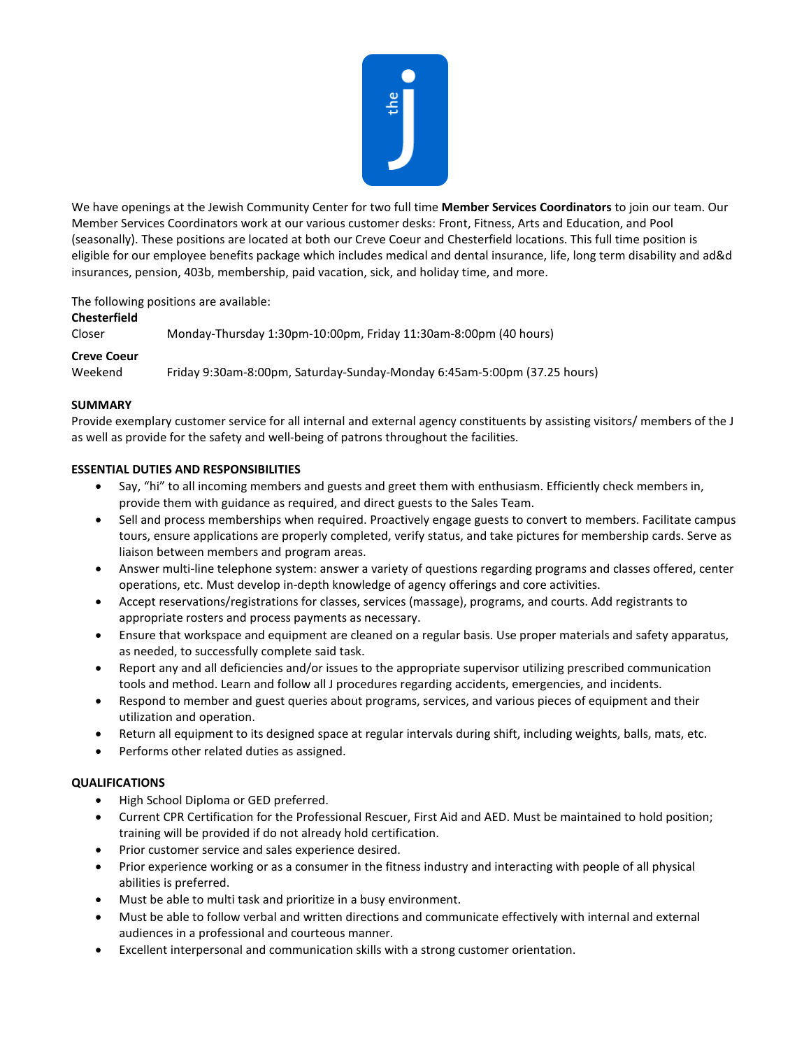We have openings at the Jewish Community Center for two full time **Member Services Coordinators** to join our team. Our Member Services Coordinators work at our various customer desks: Front, Fitness, Arts and Education, and Pool (seasonally). These positions are located at both our Creve Coeur and Chesterfield locations. This full time position is eligible for our employee benefits package which includes medical and dental insurance, life, long term disability and ad&d insurances, pension, 403b, membership, paid vacation, sick, and holiday time, and more.

The following positions are available:

**Chesterfield**

Closer — Monday-Thursday 1:30pm-10:00pm, Friday 11:30am-8:00pm (40 hours)

**Creve Coeur**

Weekend — Friday 9:30am-8:00pm, Saturday-Sunday-Monday 6:45am-5:00pm (37.25 hours)

## SUMMARY

Provide exemplary customer service for all internal and external agency constituents by assisting visitors/ members of the J as well as provide for the safety and well-being of patrons throughout the facilities.

## ESSENTIAL DUTIES AND RESPONSIBILITIES

- Say, "hi" to all incoming members and guests and greet them with enthusiasm. Efficiently check members in, provide them with guidance as required, and direct guests to the Sales Team.
- Sell and process memberships when required. Proactively engage guests to convert to members. Facilitate campus tours, ensure applications are properly completed, verify status, and take pictures for membership cards. Serve as liaison between members and program areas.
- Answer multi-line telephone system: answer a variety of questions regarding programs and classes offered, center operations, etc. Must develop in-depth knowledge of agency offerings and core activities.
- Accept reservations/registrations for classes, services (massage), programs, and courts. Add registrants to appropriate rosters and process payments as necessary.
- Ensure that workspace and equipment are cleaned on a regular basis. Use proper materials and safety apparatus, as needed, to successfully complete said task.
- Report any and all deficiencies and/or issues to the appropriate supervisor utilizing prescribed communication tools and method. Learn and follow all J procedures regarding accidents, emergencies, and incidents.
- Respond to member and guest queries about programs, services, and various pieces of equipment and their utilization and operation.
- Return all equipment to its designed space at regular intervals during shift, including weights, balls, mats, etc.
- Performs other related duties as assigned.

## QUALIFICATIONS

- High School Diploma or GED preferred.
- Current CPR Certification for the Professional Rescuer, First Aid and AED. Must be maintained to hold position; training will be provided if do not already hold certification.
- Prior customer service and sales experience desired.
- Prior experience working or as a consumer in the fitness industry and interacting with people of all physical abilities is preferred.
- Must be able to multi task and prioritize in a busy environment.
- Must be able to follow verbal and written directions and communicate effectively with internal and external audiences in a professional and courteous manner.
- Excellent interpersonal and communication skills with a strong customer orientation.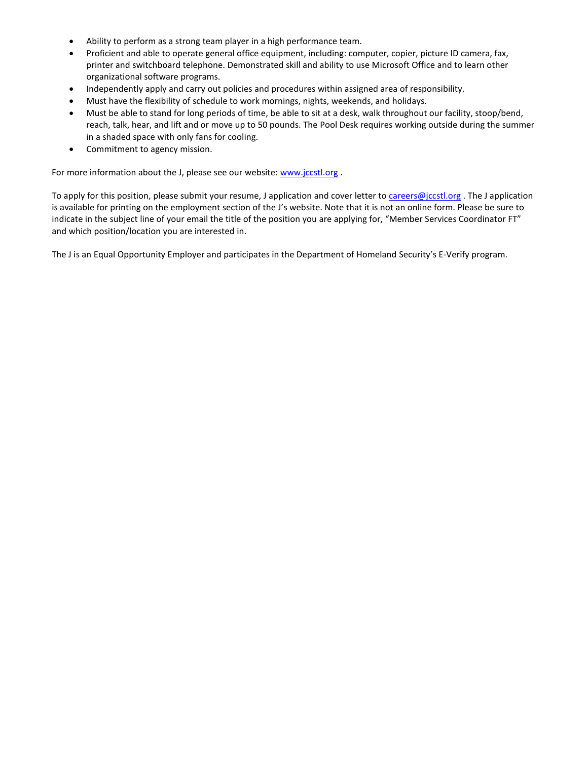- Ability to perform as a strong team player in a high performance team.
- Proficient and able to operate general office equipment, including: computer, copier, picture ID camera, fax, printer and switchboard telephone. Demonstrated skill and ability to use Microsoft Office and to learn other organizational software programs.
- Independently apply and carry out policies and procedures within assigned area of responsibility.
- Must have the flexibility of schedule to work mornings, nights, weekends, and holidays.
- Must be able to stand for long periods of time, be able to sit at a desk, walk throughout our facility, stoop/bend, reach, talk, hear, and lift and or move up to 50 pounds. The Pool Desk requires working outside during the summer in a shaded space with only fans for cooling.
- Commitment to agency mission.

For more information about the J, please see our website: [www.jccstl.org](http://www.jccstl.org) .

To apply for this position, please submit your resume, J application and cover letter to [careers@jccstl.org](mailto:careers@jccstl.org) . The J application is available for printing on the employment section of the J's website. Note that it is not an online form. Please be sure to indicate in the subject line of your email the title of the position you are applying for, "Member Services Coordinator FT" and which position/location you are interested in.

The J is an Equal Opportunity Employer and participates in the Department of Homeland Security's E-Verify program.